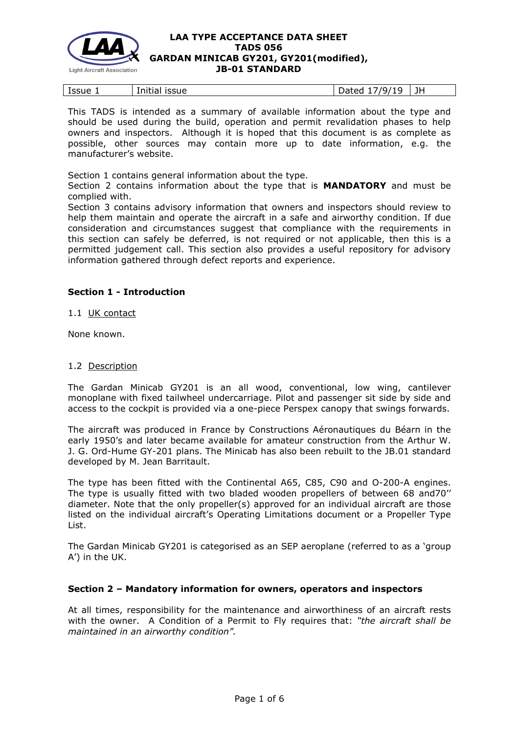# LAA TYPE ACCEPTANCE DATA SHEET
# TADS 056
# GARDAN MINICAB GY201, GY201(modified), JB-01 STANDARD

| Issue 1 | Initial issue | Dated 17/9/19 | JH |
|---|---|---|---|

This TADS is intended as a summary of available information about the type and should be used during the build, operation and permit revalidation phases to help owners and inspectors. Although it is hoped that this document is as complete as possible, other sources may contain more up to date information, e.g. the manufacturer's website.

Section 1 contains general information about the type.
Section 2 contains information about the type that is **MANDATORY** and must be complied with.
Section 3 contains advisory information that owners and inspectors should review to help them maintain and operate the aircraft in a safe and airworthy condition. If due consideration and circumstances suggest that compliance with the requirements in this section can safely be deferred, is not required or not applicable, then this is a permitted judgement call. This section also provides a useful repository for advisory information gathered through defect reports and experience.

## Section 1 - Introduction

1.1 UK contact

None known.

1.2 Description

The Gardan Minicab GY201 is an all wood, conventional, low wing, cantilever monoplane with fixed tailwheel undercarriage. Pilot and passenger sit side by side and access to the cockpit is provided via a one-piece Perspex canopy that swings forwards.

The aircraft was produced in France by Constructions Aéronautiques du Béarn in the early 1950's and later became available for amateur construction from the Arthur W. J. G. Ord-Hume GY-201 plans. The Minicab has also been rebuilt to the JB.01 standard developed by M. Jean Barritault.

The type has been fitted with the Continental A65, C85, C90 and O-200-A engines. The type is usually fitted with two bladed wooden propellers of between 68 and70'' diameter. Note that the only propeller(s) approved for an individual aircraft are those listed on the individual aircraft's Operating Limitations document or a Propeller Type List.

The Gardan Minicab GY201 is categorised as an SEP aeroplane (referred to as a 'group A') in the UK.

## Section 2 – Mandatory information for owners, operators and inspectors

At all times, responsibility for the maintenance and airworthiness of an aircraft rests with the owner. A Condition of a Permit to Fly requires that: *"the aircraft shall be maintained in an airworthy condition".*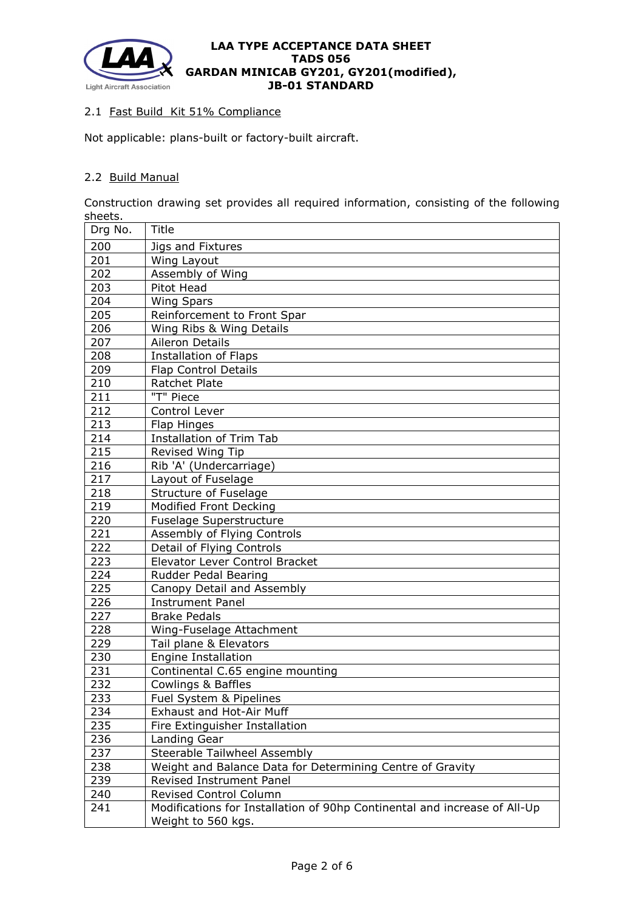### 2.1 Fast Build Kit 51% Compliance

Not applicable: plans-built or factory-built aircraft.

### 2.2 Build Manual

Construction drawing set provides all required information, consisting of the following sheets.

| Drg No. | Title |
|---|---|
| 200 | Jigs and Fixtures |
| 201 | Wing Layout |
| 202 | Assembly of Wing |
| 203 | Pitot Head |
| 204 | Wing Spars |
| 205 | Reinforcement to Front Spar |
| 206 | Wing Ribs & Wing Details |
| 207 | Aileron Details |
| 208 | Installation of Flaps |
| 209 | Flap Control Details |
| 210 | Ratchet Plate |
| 211 | "T" Piece |
| 212 | Control Lever |
| 213 | Flap Hinges |
| 214 | Installation of Trim Tab |
| 215 | Revised Wing Tip |
| 216 | Rib 'A' (Undercarriage) |
| 217 | Layout of Fuselage |
| 218 | Structure of Fuselage |
| 219 | Modified Front Decking |
| 220 | Fuselage Superstructure |
| 221 | Assembly of Flying Controls |
| 222 | Detail of Flying Controls |
| 223 | Elevator Lever Control Bracket |
| 224 | Rudder Pedal Bearing |
| 225 | Canopy Detail and Assembly |
| 226 | Instrument Panel |
| 227 | Brake Pedals |
| 228 | Wing-Fuselage Attachment |
| 229 | Tail plane & Elevators |
| 230 | Engine Installation |
| 231 | Continental C.65 engine mounting |
| 232 | Cowlings & Baffles |
| 233 | Fuel System & Pipelines |
| 234 | Exhaust and Hot-Air Muff |
| 235 | Fire Extinguisher Installation |
| 236 | Landing Gear |
| 237 | Steerable Tailwheel Assembly |
| 238 | Weight and Balance Data for Determining Centre of Gravity |
| 239 | Revised Instrument Panel |
| 240 | Revised Control Column |
| 241 | Modifications for Installation of 90hp Continental and increase of All-Up Weight to 560 kgs. |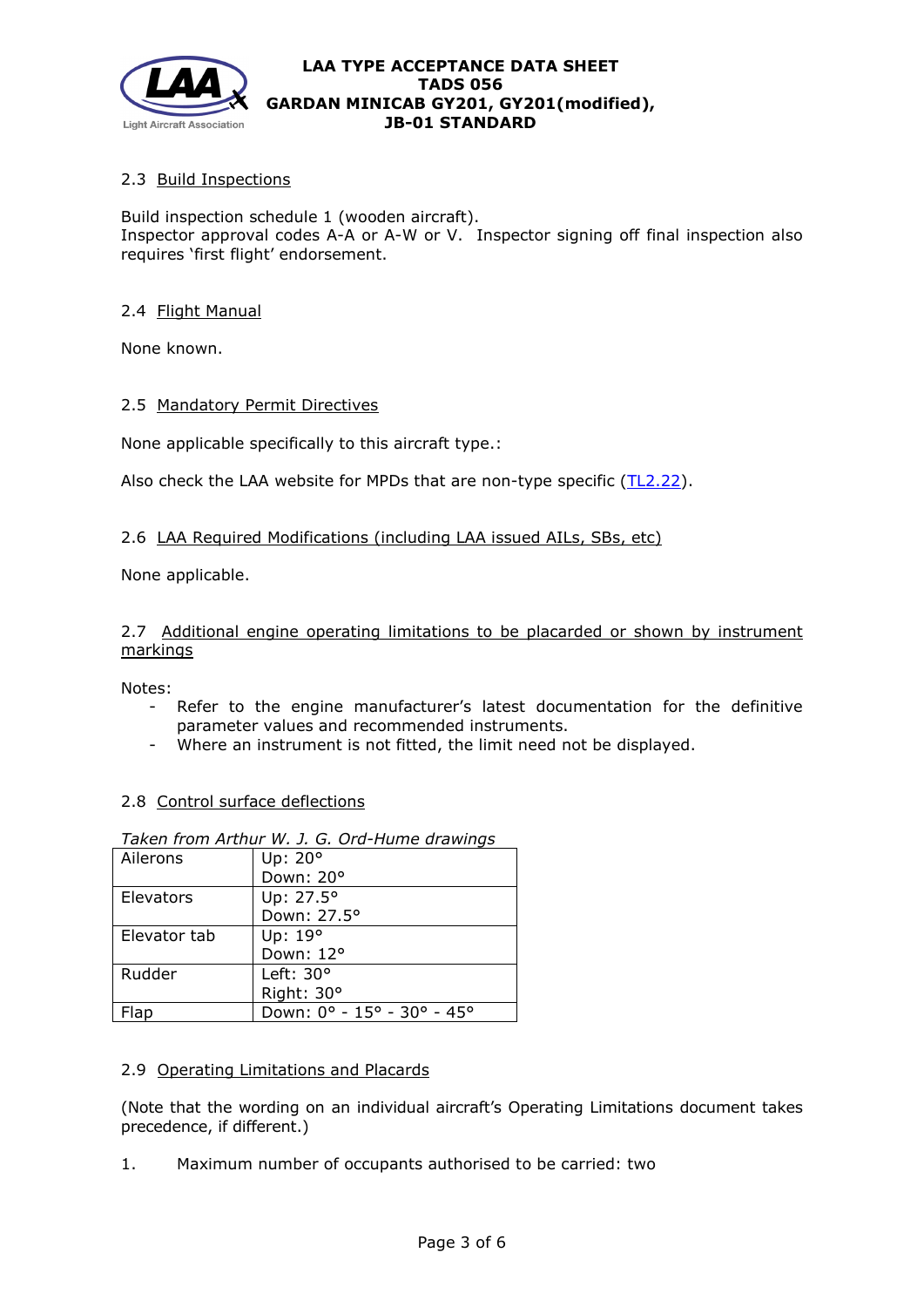## 2.3 Build Inspections

Build inspection schedule 1 (wooden aircraft).
Inspector approval codes A-A or A-W or V. Inspector signing off final inspection also requires 'first flight' endorsement.

## 2.4 Flight Manual

None known.

## 2.5 Mandatory Permit Directives

None applicable specifically to this aircraft type.:

Also check the LAA website for MPDs that are non-type specific (TL2.22).

## 2.6 LAA Required Modifications (including LAA issued AILs, SBs, etc)

None applicable.

## 2.7 Additional engine operating limitations to be placarded or shown by instrument markings

Notes:

- Refer to the engine manufacturer's latest documentation for the definitive parameter values and recommended instruments.
- Where an instrument is not fitted, the limit need not be displayed.

## 2.8 Control surface deflections

*Taken from Arthur W. J. G. Ord-Hume drawings*

| | |
|---|---|
| Ailerons | Up: 20°<br>Down: 20° |
| Elevators | Up: 27.5°<br>Down: 27.5° |
| Elevator tab | Up: 19°<br>Down: 12° |
| Rudder | Left: 30°<br>Right: 30° |
| Flap | Down: 0° - 15° - 30° - 45° |

## 2.9 Operating Limitations and Placards

(Note that the wording on an individual aircraft's Operating Limitations document takes precedence, if different.)

1. Maximum number of occupants authorised to be carried: two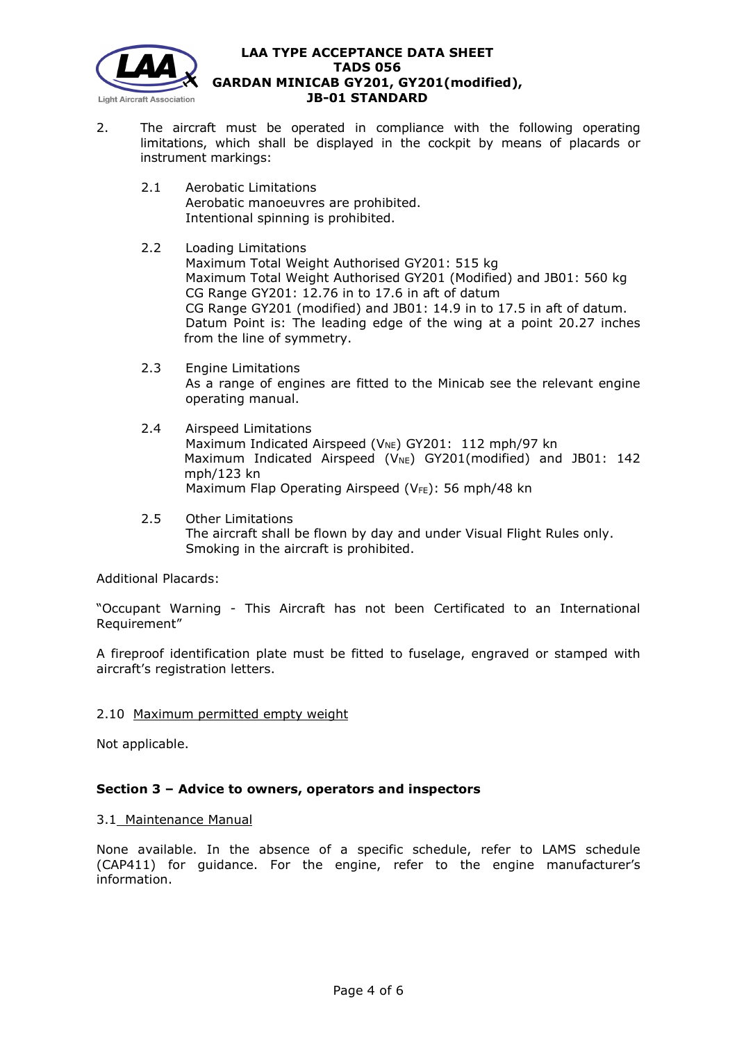2. The aircraft must be operated in compliance with the following operating limitations, which shall be displayed in the cockpit by means of placards or instrument markings:

   2.1 Aerobatic Limitations
   Aerobatic manoeuvres are prohibited.
   Intentional spinning is prohibited.

   2.2 Loading Limitations
   Maximum Total Weight Authorised GY201: 515 kg
   Maximum Total Weight Authorised GY201 (Modified) and JB01: 560 kg
   CG Range GY201: 12.76 in to 17.6 in aft of datum
   CG Range GY201 (modified) and JB01: 14.9 in to 17.5 in aft of datum.
   Datum Point is: The leading edge of the wing at a point 20.27 inches from the line of symmetry.

   2.3 Engine Limitations
   As a range of engines are fitted to the Minicab see the relevant engine operating manual.

   2.4 Airspeed Limitations
   Maximum Indicated Airspeed ($V_{NE}$) GY201: 112 mph/97 kn
   Maximum Indicated Airspeed ($V_{NE}$) GY201(modified) and JB01: 142 mph/123 kn
   Maximum Flap Operating Airspeed ($V_{FE}$): 56 mph/48 kn

   2.5 Other Limitations
   The aircraft shall be flown by day and under Visual Flight Rules only.
   Smoking in the aircraft is prohibited.

Additional Placards:

"Occupant Warning - This Aircraft has not been Certificated to an International Requirement"

A fireproof identification plate must be fitted to fuselage, engraved or stamped with aircraft's registration letters.

2.10 Maximum permitted empty weight

Not applicable.

## Section 3 – Advice to owners, operators and inspectors

3.1 Maintenance Manual

None available. In the absence of a specific schedule, refer to LAMS schedule (CAP411) for guidance. For the engine, refer to the engine manufacturer's information.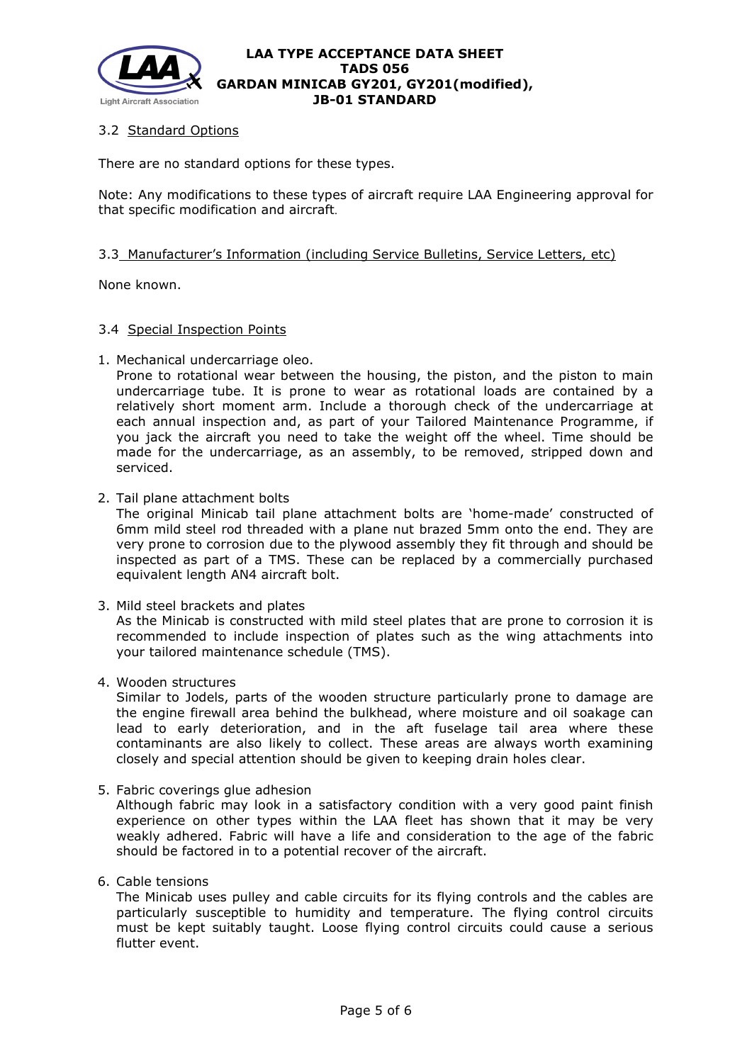### 3.2 Standard Options

There are no standard options for these types.

Note: Any modifications to these types of aircraft require LAA Engineering approval for that specific modification and aircraft.

### 3.3 Manufacturer's Information (including Service Bulletins, Service Letters, etc)

None known.

### 3.4 Special Inspection Points

1. Mechanical undercarriage oleo.
   Prone to rotational wear between the housing, the piston, and the piston to main undercarriage tube. It is prone to wear as rotational loads are contained by a relatively short moment arm. Include a thorough check of the undercarriage at each annual inspection and, as part of your Tailored Maintenance Programme, if you jack the aircraft you need to take the weight off the wheel. Time should be made for the undercarriage, as an assembly, to be removed, stripped down and serviced.

2. Tail plane attachment bolts
   The original Minicab tail plane attachment bolts are 'home-made' constructed of 6mm mild steel rod threaded with a plane nut brazed 5mm onto the end. They are very prone to corrosion due to the plywood assembly they fit through and should be inspected as part of a TMS. These can be replaced by a commercially purchased equivalent length AN4 aircraft bolt.

3. Mild steel brackets and plates
   As the Minicab is constructed with mild steel plates that are prone to corrosion it is recommended to include inspection of plates such as the wing attachments into your tailored maintenance schedule (TMS).

4. Wooden structures
   Similar to Jodels, parts of the wooden structure particularly prone to damage are the engine firewall area behind the bulkhead, where moisture and oil soakage can lead to early deterioration, and in the aft fuselage tail area where these contaminants are also likely to collect. These areas are always worth examining closely and special attention should be given to keeping drain holes clear.

5. Fabric coverings glue adhesion
   Although fabric may look in a satisfactory condition with a very good paint finish experience on other types within the LAA fleet has shown that it may be very weakly adhered. Fabric will have a life and consideration to the age of the fabric should be factored in to a potential recover of the aircraft.

6. Cable tensions
   The Minicab uses pulley and cable circuits for its flying controls and the cables are particularly susceptible to humidity and temperature. The flying control circuits must be kept suitably taught. Loose flying control circuits could cause a serious flutter event.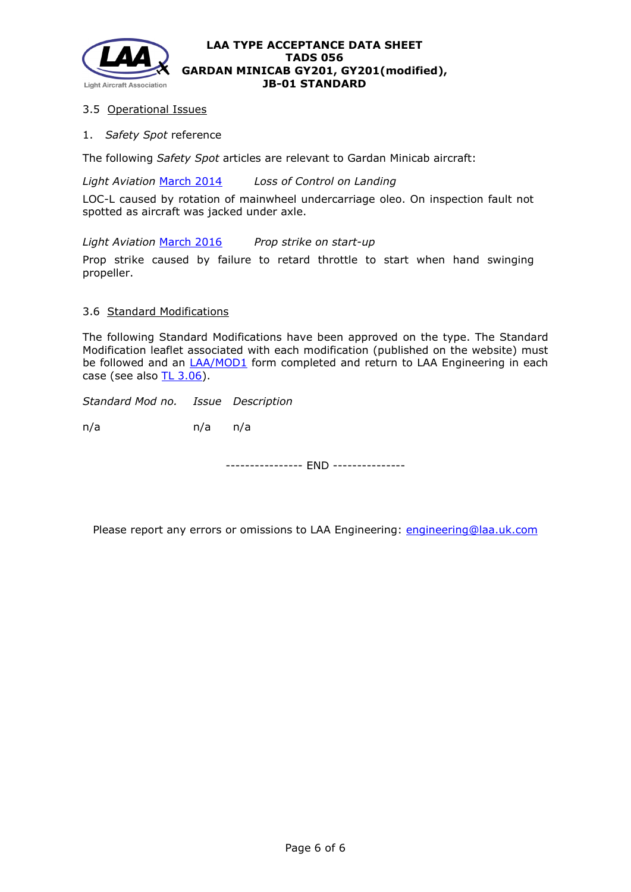### 3.5 Operational Issues

1. *Safety Spot* reference

The following *Safety Spot* articles are relevant to Gardan Minicab aircraft:

*Light Aviation* March 2014 *Loss of Control on Landing*

LOC-L caused by rotation of mainwheel undercarriage oleo. On inspection fault not spotted as aircraft was jacked under axle.

*Light Aviation* March 2016 *Prop strike on start-up*

Prop strike caused by failure to retard throttle to start when hand swinging propeller.

### 3.6 Standard Modifications

The following Standard Modifications have been approved on the type. The Standard Modification leaflet associated with each modification (published on the website) must be followed and an LAA/MOD1 form completed and return to LAA Engineering in each case (see also TL 3.06).

| *Standard Mod no.* | *Issue* | *Description* |
|---|---|---|
| n/a | n/a | n/a |

---------------- END ---------------

Please report any errors or omissions to LAA Engineering: engineering@laa.uk.com